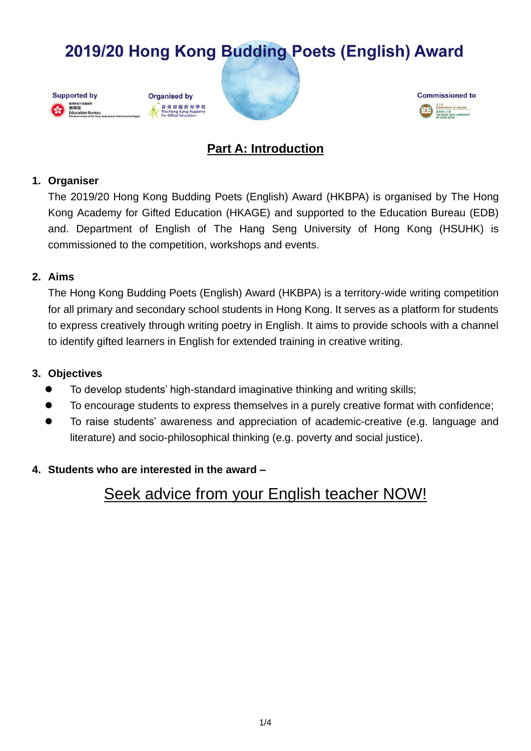# 2019/20 Hong Kong Budding Poets (English) Award

Supported by
香港特別行政區政府
教育局
Education Bureau
The Government of the Hong Kong Special Administrative Region

Organised by
香港資優教育學苑
The Hong Kong Academy for Gifted Education

Commissioned to
英文系
DEPARTMENT OF ENGLISH
香港恒生大學
THE HANG SENG UNIVERSITY OF HONG KONG

## Part A: Introduction

### 1. Organiser

The 2019/20 Hong Kong Budding Poets (English) Award (HKBPA) is organised by The Hong Kong Academy for Gifted Education (HKAGE) and supported to the Education Bureau (EDB) and. Department of English of The Hang Seng University of Hong Kong (HSUHK) is commissioned to the competition, workshops and events.

### 2. Aims

The Hong Kong Budding Poets (English) Award (HKBPA) is a territory-wide writing competition for all primary and secondary school students in Hong Kong. It serves as a platform for students to express creatively through writing poetry in English. It aims to provide schools with a channel to identify gifted learners in English for extended training in creative writing.

### 3. Objectives

- To develop students' high-standard imaginative thinking and writing skills;
- To encourage students to express themselves in a purely creative format with confidence;
- To raise students' awareness and appreciation of academic-creative (e.g. language and literature) and socio-philosophical thinking (e.g. poverty and social justice).

### 4. Students who are interested in the award –

Seek advice from your English teacher NOW!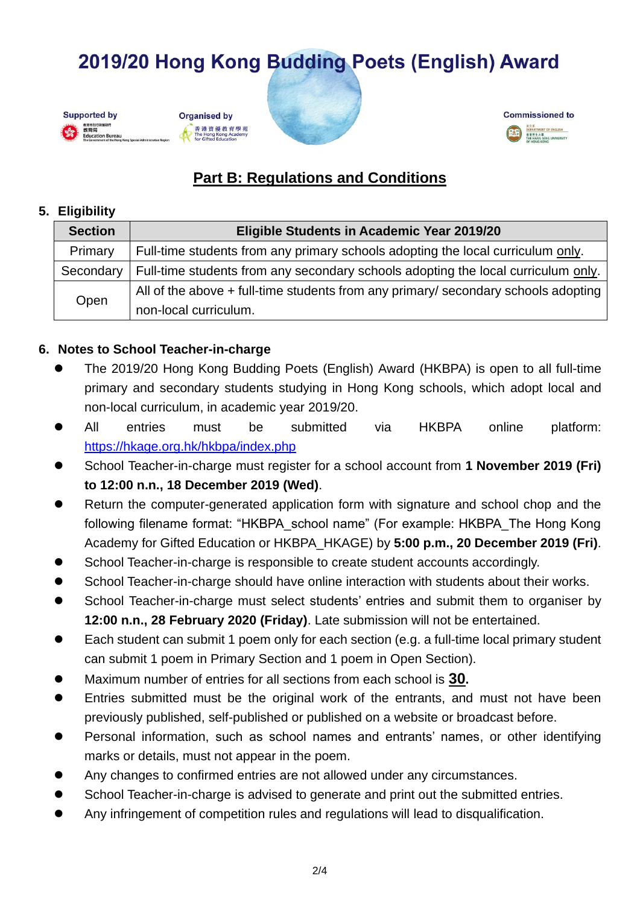# 2019/20 Hong Kong Budding Poets (English) Award

Supported by 香港特別行政區政府 教育局 Education Bureau The Government of the Hong Kong Special Administrative Region

Organised by 香港資優教育學苑 The Hong Kong Academy for Gifted Education

Commissioned to 英文系 Department of English 香港恒生大學 The Hang Seng University of Hong Kong

## Part B: Regulations and Conditions

### 5. Eligibility

| Section | Eligible Students in Academic Year 2019/20 |
|---|---|
| Primary | Full-time students from any primary schools adopting the local curriculum only. |
| Secondary | Full-time students from any secondary schools adopting the local curriculum only. |
| Open | All of the above + full-time students from any primary/ secondary schools adopting non-local curriculum. |

### 6. Notes to School Teacher-in-charge

- The 2019/20 Hong Kong Budding Poets (English) Award (HKBPA) is open to all full-time primary and secondary students studying in Hong Kong schools, which adopt local and non-local curriculum, in academic year 2019/20.
- All entries must be submitted via HKBPA online platform: https://hkage.org.hk/hkbpa/index.php
- School Teacher-in-charge must register for a school account from **1 November 2019 (Fri) to 12:00 n.n., 18 December 2019 (Wed)**.
- Return the computer-generated application form with signature and school chop and the following filename format: "HKBPA_school name" (For example: HKBPA_The Hong Kong Academy for Gifted Education or HKBPA_HKAGE) by **5:00 p.m., 20 December 2019 (Fri)**.
- School Teacher-in-charge is responsible to create student accounts accordingly.
- School Teacher-in-charge should have online interaction with students about their works.
- School Teacher-in-charge must select students' entries and submit them to organiser by **12:00 n.n., 28 February 2020 (Friday)**. Late submission will not be entertained.
- Each student can submit 1 poem only for each section (e.g. a full-time local primary student can submit 1 poem in Primary Section and 1 poem in Open Section).
- Maximum number of entries for all sections from each school is **30.**
- Entries submitted must be the original work of the entrants, and must not have been previously published, self-published or published on a website or broadcast before.
- Personal information, such as school names and entrants' names, or other identifying marks or details, must not appear in the poem.
- Any changes to confirmed entries are not allowed under any circumstances.
- School Teacher-in-charge is advised to generate and print out the submitted entries.
- Any infringement of competition rules and regulations will lead to disqualification.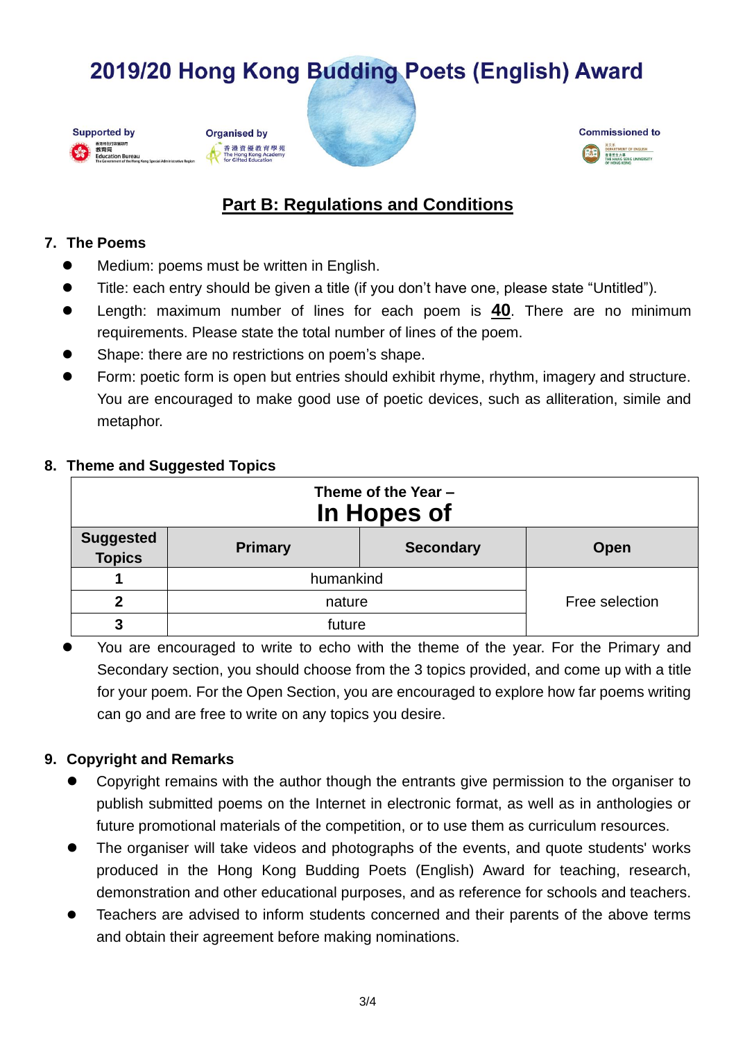# 2019/20 Hong Kong Budding Poets (English) Award

Supported by 香港特別行政區政府 教育局 Education Bureau The Government of the Hong Kong Special Administrative Region

Organised by 香港資優教育學苑 The Hong Kong Academy for Gifted Education

Commissioned to 英文系 Department of English 香港恒生大學 The Hang Seng University of Hong Kong

## Part B: Regulations and Conditions

### 7. The Poems

- Medium: poems must be written in English.
- Title: each entry should be given a title (if you don't have one, please state "Untitled").
- Length: maximum number of lines for each poem is **40**. There are no minimum requirements. Please state the total number of lines of the poem.
- Shape: there are no restrictions on poem's shape.
- Form: poetic form is open but entries should exhibit rhyme, rhythm, imagery and structure. You are encouraged to make good use of poetic devices, such as alliteration, simile and metaphor.

### 8. Theme and Suggested Topics

| Theme of the Year – **In Hopes of** | | | |
|---|---|---|---|
| **Suggested Topics** | **Primary** | **Secondary** | **Open** |
| **1** | humankind | | Free selection |
| **2** | nature | | |
| **3** | future | | |

- You are encouraged to write to echo with the theme of the year. For the Primary and Secondary section, you should choose from the 3 topics provided, and come up with a title for your poem. For the Open Section, you are encouraged to explore how far poems writing can go and are free to write on any topics you desire.

### 9. Copyright and Remarks

- Copyright remains with the author though the entrants give permission to the organiser to publish submitted poems on the Internet in electronic format, as well as in anthologies or future promotional materials of the competition, or to use them as curriculum resources.
- The organiser will take videos and photographs of the events, and quote students' works produced in the Hong Kong Budding Poets (English) Award for teaching, research, demonstration and other educational purposes, and as reference for schools and teachers.
- Teachers are advised to inform students concerned and their parents of the above terms and obtain their agreement before making nominations.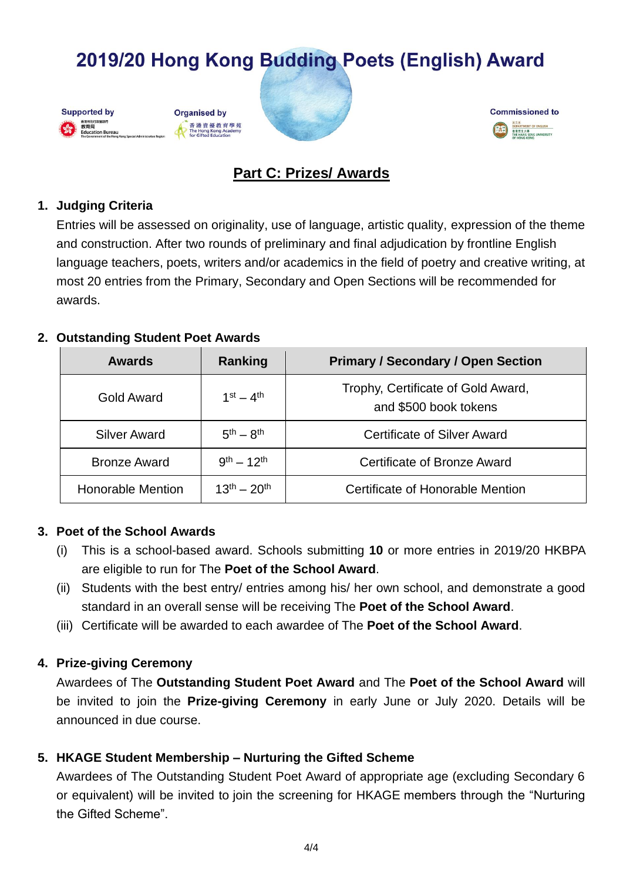# 2019/20 Hong Kong Budding Poets (English) Award

Supported by Education Bureau

Organised by The Hong Kong Academy for Gifted Education

Commissioned to Department of English, The Hang Seng University of Hong Kong

## Part C: Prizes/ Awards

### 1. Judging Criteria

Entries will be assessed on originality, use of language, artistic quality, expression of the theme and construction. After two rounds of preliminary and final adjudication by frontline English language teachers, poets, writers and/or academics in the field of poetry and creative writing, at most 20 entries from the Primary, Secondary and Open Sections will be recommended for awards.

### 2. Outstanding Student Poet Awards

| Awards | Ranking | Primary / Secondary / Open Section |
|---|---|---|
| Gold Award | $1^{st} – 4^{th}$ | Trophy, Certificate of Gold Award, and $500 book tokens |
| Silver Award | $5^{th} – 8^{th}$ | Certificate of Silver Award |
| Bronze Award | $9^{th} – 12^{th}$ | Certificate of Bronze Award |
| Honorable Mention | $13^{th} – 20^{th}$ | Certificate of Honorable Mention |

### 3. Poet of the School Awards

(i) This is a school-based award. Schools submitting **10** or more entries in 2019/20 HKBPA are eligible to run for The **Poet of the School Award**.

(ii) Students with the best entry/ entries among his/ her own school, and demonstrate a good standard in an overall sense will be receiving The **Poet of the School Award**.

(iii) Certificate will be awarded to each awardee of The **Poet of the School Award**.

### 4. Prize-giving Ceremony

Awardees of The **Outstanding Student Poet Award** and The **Poet of the School Award** will be invited to join the **Prize-giving Ceremony** in early June or July 2020. Details will be announced in due course.

### 5. HKAGE Student Membership – Nurturing the Gifted Scheme

Awardees of The Outstanding Student Poet Award of appropriate age (excluding Secondary 6 or equivalent) will be invited to join the screening for HKAGE members through the "Nurturing the Gifted Scheme".